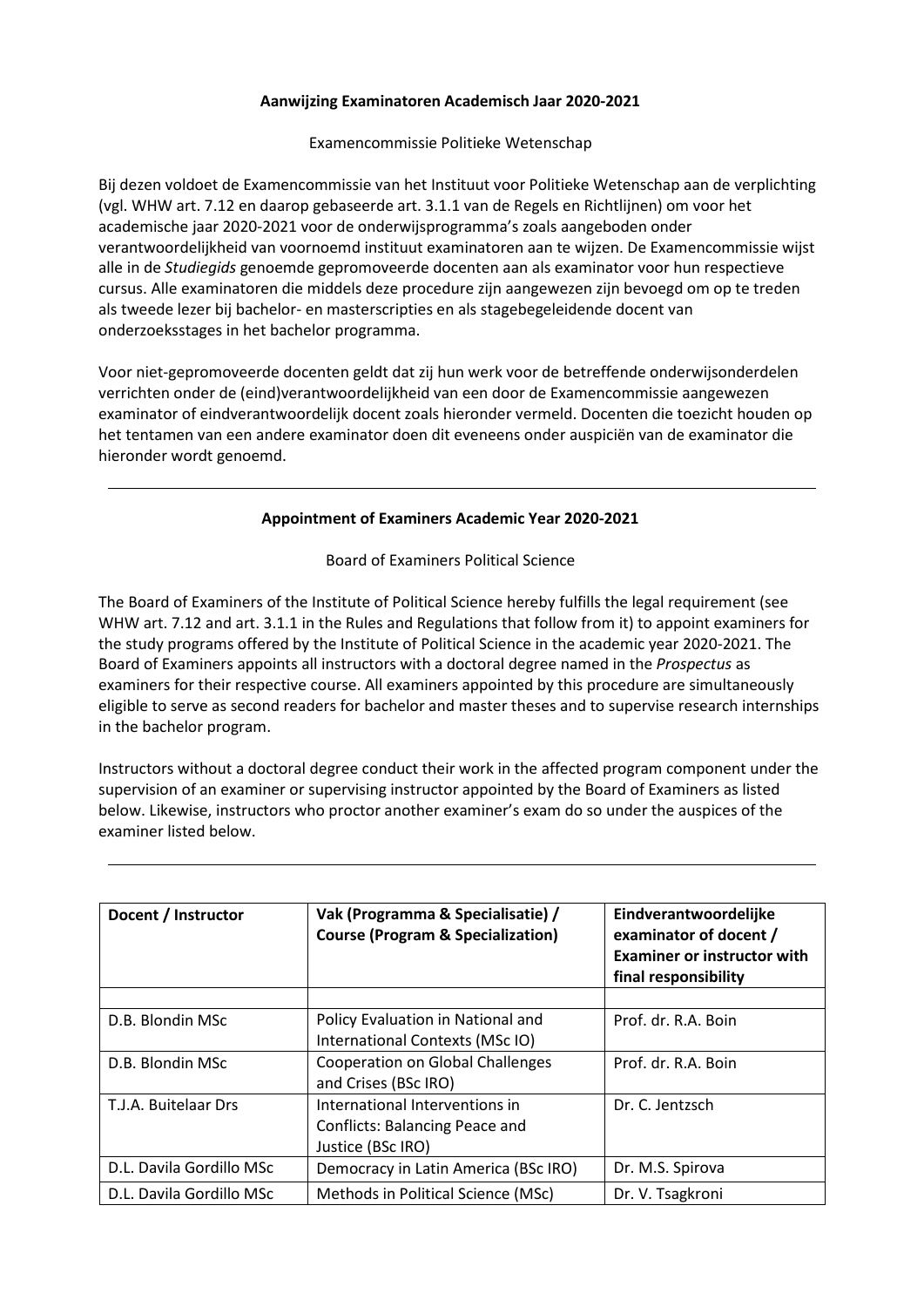**Aanwijzing Examinatoren Academisch Jaar 2020-2021**

Examencommissie Politieke Wetenschap

Bij dezen voldoet de Examencommissie van het Instituut voor Politieke Wetenschap aan de verplichting (vgl. WHW art. 7.12 en daarop gebaseerde art. 3.1.1 van de Regels en Richtlijnen) om voor het academische jaar 2020-2021 voor de onderwijsprogramma's zoals aangeboden onder verantwoordelijkheid van voornoemd instituut examinatoren aan te wijzen. De Examencommissie wijst alle in de *Studiegids* genoemde gepromoveerde docenten aan als examinator voor hun respectieve cursus. Alle examinatoren die middels deze procedure zijn aangewezen zijn bevoegd om op te treden als tweede lezer bij bachelor- en masterscripties en als stagebegeleidende docent van onderzoeksstages in het bachelor programma.

Voor niet-gepromoveerde docenten geldt dat zij hun werk voor de betreffende onderwijsonderdelen verrichten onder de (eind)verantwoordelijkheid van een door de Examencommissie aangewezen examinator of eindverantwoordelijk docent zoals hieronder vermeld. Docenten die toezicht houden op het tentamen van een andere examinator doen dit eveneens onder auspiciën van de examinator die hieronder wordt genoemd.

---

**Appointment of Examiners Academic Year 2020-2021**

Board of Examiners Political Science

The Board of Examiners of the Institute of Political Science hereby fulfills the legal requirement (see WHW art. 7.12 and art. 3.1.1 in the Rules and Regulations that follow from it) to appoint examiners for the study programs offered by the Institute of Political Science in the academic year 2020-2021. The Board of Examiners appoints all instructors with a doctoral degree named in the *Prospectus* as examiners for their respective course. All examiners appointed by this procedure are simultaneously eligible to serve as second readers for bachelor and master theses and to supervise research internships in the bachelor program.

Instructors without a doctoral degree conduct their work in the affected program component under the supervision of an examiner or supervising instructor appointed by the Board of Examiners as listed below. Likewise, instructors who proctor another examiner's exam do so under the auspices of the examiner listed below.

---

| Docent / Instructor | Vak (Programma & Specialisatie) / Course (Program & Specialization) | Eindverantwoordelijke examinator of docent / Examiner or instructor with final responsibility |
|---|---|---|
| | | |
| D.B. Blondin MSc | Policy Evaluation in National and International Contexts (MSc IO) | Prof. dr. R.A. Boin |
| D.B. Blondin MSc | Cooperation on Global Challenges and Crises (BSc IRO) | Prof. dr. R.A. Boin |
| T.J.A. Buitelaar Drs | International Interventions in Conflicts: Balancing Peace and Justice (BSc IRO) | Dr. C. Jentzsch |
| D.L. Davila Gordillo MSc | Democracy in Latin America (BSc IRO) | Dr. M.S. Spirova |
| D.L. Davila Gordillo MSc | Methods in Political Science (MSc) | Dr. V. Tsagkroni |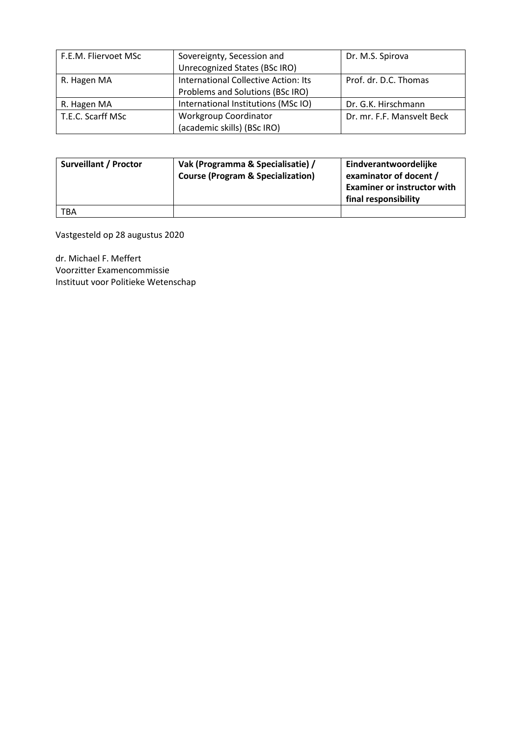| | | |
|---|---|---|
| F.E.M. Fliervoet MSc | Sovereignty, Secession and Unrecognized States (BSc IRO) | Dr. M.S. Spirova |
| R. Hagen MA | International Collective Action: Its Problems and Solutions (BSc IRO) | Prof. dr. D.C. Thomas |
| R. Hagen MA | International Institutions (MSc IO) | Dr. G.K. Hirschmann |
| T.E.C. Scarff MSc | Workgroup Coordinator (academic skills) (BSc IRO) | Dr. mr. F.F. Mansvelt Beck |

| **Surveillant / Proctor** | **Vak (Programma & Specialisatie) / Course (Program & Specialization)** | **Eindverantwoordelijke examinator of docent / Examiner or instructor with final responsibility** |
|---|---|---|
| TBA | | |

Vastgesteld op 28 augustus 2020

dr. Michael F. Meffert
Voorzitter Examencommissie
Instituut voor Politieke Wetenschap